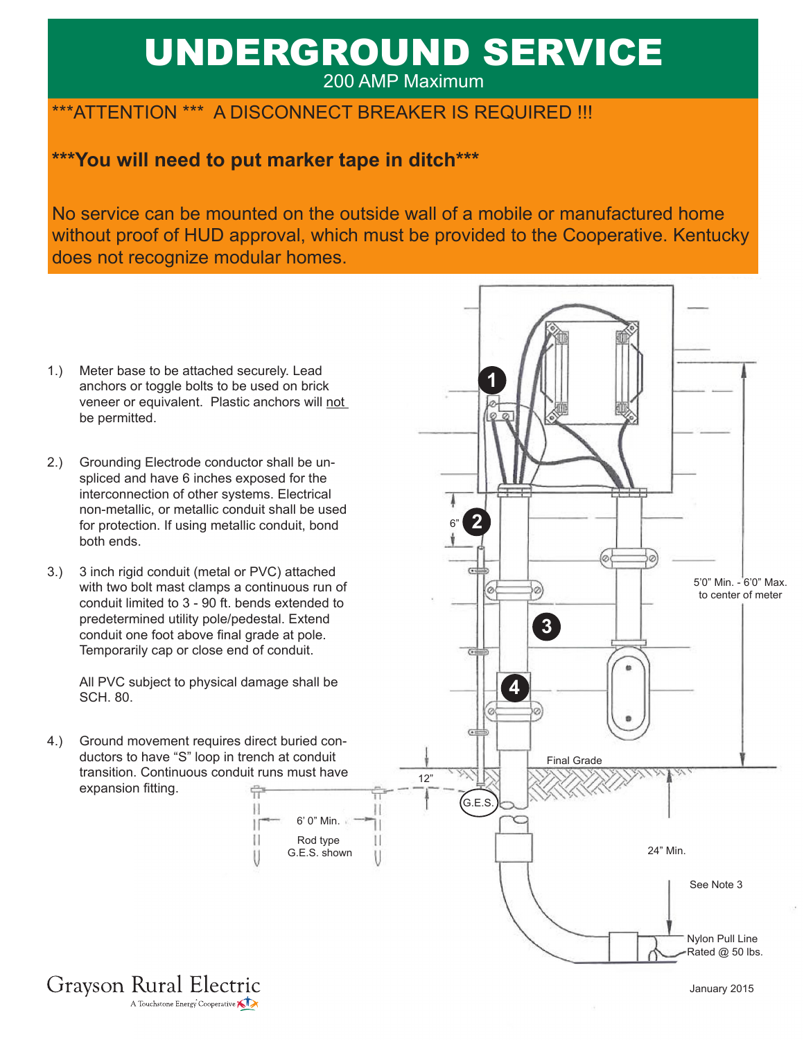# UNDERGROUND SERVICE

200 AMP Maximum

***ATTENTION *** A DISCONNECT BREAKER IS REQUIRED !!!

**You will need to put marker tape in ditch**

No service can be mounted on the outside wall of a mobile or manufactured home without proof of HUD approval, which must be provided to the Cooperative. Kentucky does not recognize modular homes.

1.) Meter base to be attached securely. Lead anchors or toggle bolts to be used on brick veneer or equivalent. Plastic anchors will not be permitted.

2.) Grounding Electrode conductor shall be unspliced and have 6 inches exposed for the interconnection of other systems. Electrical non-metallic, or metallic conduit shall be used for protection. If using metallic conduit, bond both ends.

3.) 3 inch rigid conduit (metal or PVC) attached with two bolt mast clamps a continuous run of conduit limited to 3 - 90 ft. bends extended to predetermined utility pole/pedestal. Extend conduit one foot above final grade at pole. Temporarily cap or close end of conduit.

All PVC subject to physical damage shall be SCH. 80.

4.) Ground movement requires direct buried conductors to have "S" loop in trench at conduit transition. Continuous conduit runs must have expansion fitting.

6"

5'0" Min. - 6'0" Max. to center of meter

Final Grade

12"

G.E.S.

6' 0" Min.

Rod type G.E.S. shown

24" Min.

See Note 3

Nylon Pull Line Rated @ 50 lbs.

Grayson Rural Electric

A Touchstone Energy Cooperative

January 2015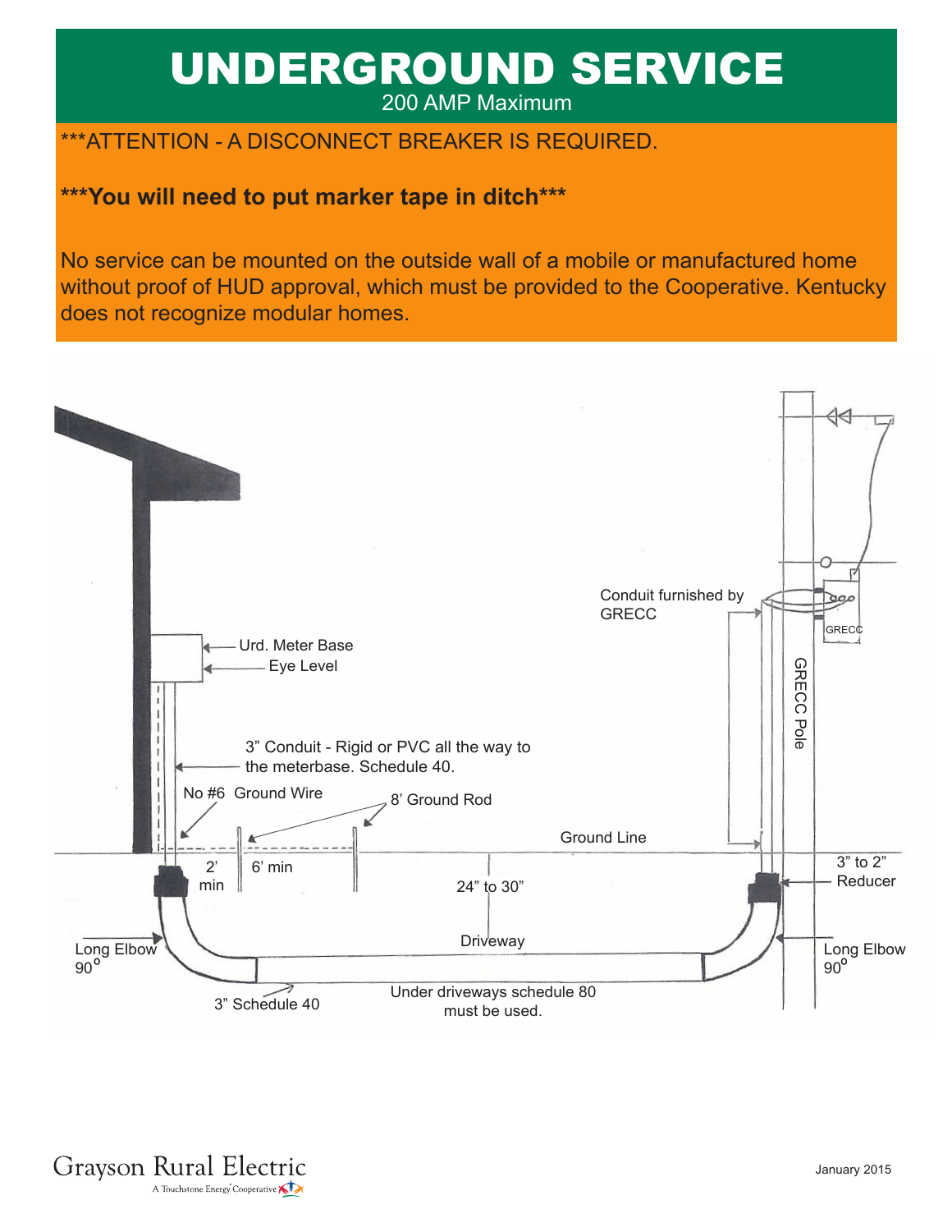# UNDERGROUND SERVICE

200 AMP Maximum

***ATTENTION - A DISCONNECT BREAKER IS REQUIRED.

**\*\*\*You will need to put marker tape in ditch\*\*\***

No service can be mounted on the outside wall of a mobile or manufactured home without proof of HUD approval, which must be provided to the Cooperative. Kentucky does not recognize modular homes.

Conduit furnished by GRECC

GRECC

Urd. Meter Base

Eye Level

GRECC Pole

3" Conduit - Rigid or PVC all the way to the meterbase. Schedule 40.

No #6 Ground Wire

8' Ground Rod

Ground Line

2' min

6' min

24" to 30"

3" to 2" Reducer

Driveway

Long Elbow 90°

Long Elbow 90°

3" Schedule 40

Under driveways schedule 80 must be used.

Grayson Rural Electric

A Touchstone Energy Cooperative

January 2015